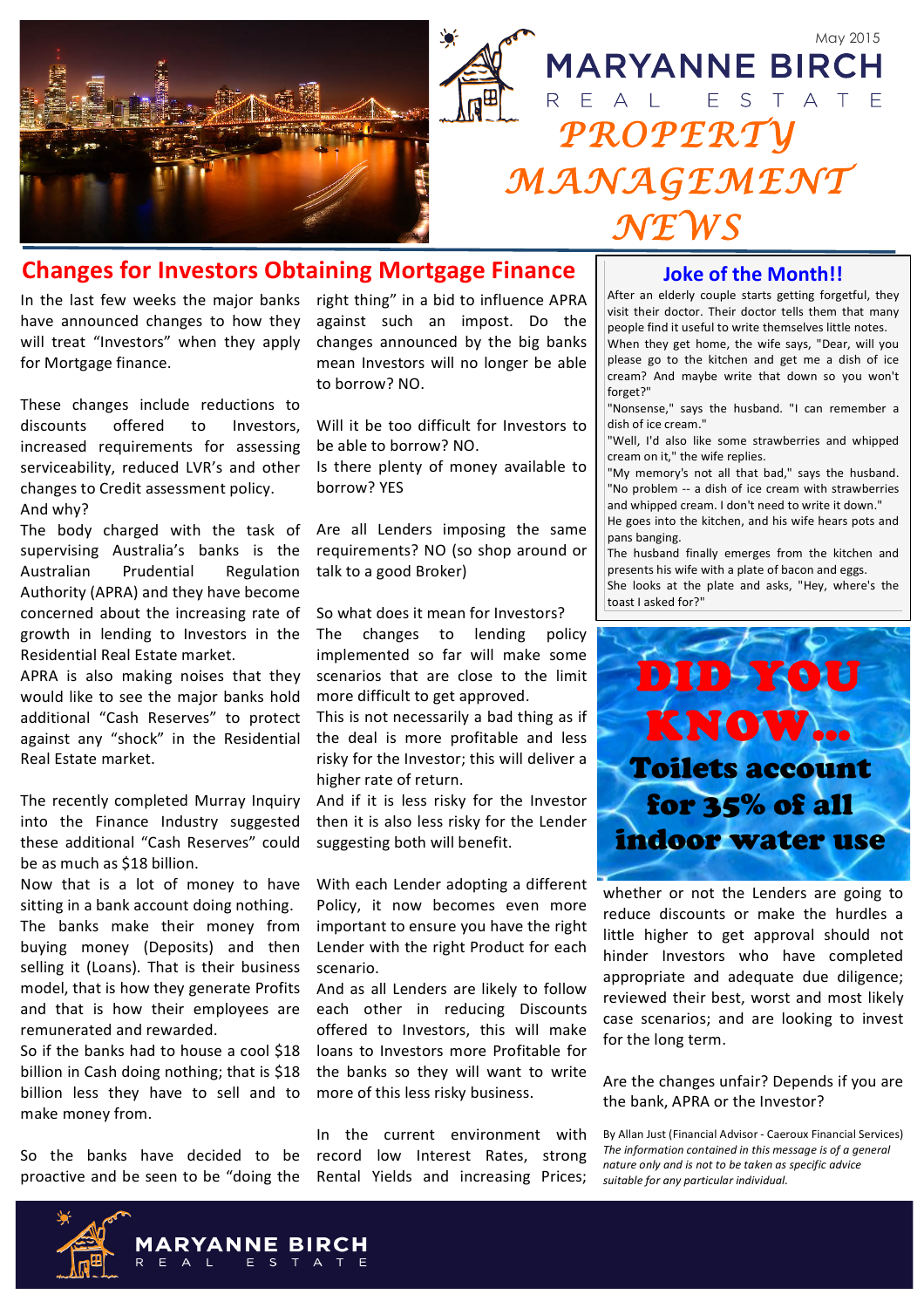May 2015

# MARYANNE BIRCH REAL ESTATE

# PROPERTY MANAGEMENT NEWS

## Changes for Investors Obtaining Mortgage Finance

In the last few weeks the major banks have announced changes to how they will treat "Investors" when they apply for Mortgage finance.

These changes include reductions to discounts offered to Investors, increased requirements for assessing serviceability, reduced LVR's and other changes to Credit assessment policy.

And why?

The body charged with the task of supervising Australia's banks is the Australian Prudential Regulation Authority (APRA) and they have become concerned about the increasing rate of growth in lending to Investors in the Residential Real Estate market.

APRA is also making noises that they would like to see the major banks hold additional "Cash Reserves" to protect against any "shock" in the Residential Real Estate market.

The recently completed Murray Inquiry into the Finance Industry suggested these additional "Cash Reserves" could be as much as $18 billion.

Now that is a lot of money to have sitting in a bank account doing nothing. The banks make their money from buying money (Deposits) and then selling it (Loans). That is their business model, that is how they generate Profits and that is how their employees are remunerated and rewarded.

So if the banks had to house a cool $18 billion in Cash doing nothing; that is $18 billion less they have to sell and to make money from.

So the banks have decided to be proactive and be seen to be "doing the right thing" in a bid to influence APRA against such an impost. Do the changes announced by the big banks mean Investors will no longer be able to borrow? NO.

Will it be too difficult for Investors to be able to borrow? NO.

Is there plenty of money available to borrow? YES

Are all Lenders imposing the same requirements? NO (so shop around or talk to a good Broker)

So what does it mean for Investors?

The changes to lending policy implemented so far will make some scenarios that are close to the limit more difficult to get approved.

This is not necessarily a bad thing as if the deal is more profitable and less risky for the Investor; this will deliver a higher rate of return.

And if it is less risky for the Investor then it is also less risky for the Lender suggesting both will benefit.

With each Lender adopting a different Policy, it now becomes even more important to ensure you have the right Lender with the right Product for each scenario.

And as all Lenders are likely to follow each other in reducing Discounts offered to Investors, this will make loans to Investors more Profitable for the banks so they will want to write more of this less risky business.

In the current environment with record low Interest Rates, strong Rental Yields and increasing Prices; whether or not the Lenders are going to reduce discounts or make the hurdles a little higher to get approval should not hinder Investors who have completed appropriate and adequate due diligence; reviewed their best, worst and most likely case scenarios; and are looking to invest for the long term.

Are the changes unfair? Depends if you are the bank, APRA or the Investor?

By Allan Just (Financial Advisor - Caeroux Financial Services)

*The information contained in this message is of a general nature only and is not to be taken as specific advice suitable for any particular individual.*

## Joke of the Month!!

After an elderly couple starts getting forgetful, they visit their doctor. Their doctor tells them that many people find it useful to write themselves little notes. When they get home, the wife says, "Dear, will you please go to the kitchen and get me a dish of ice cream? And maybe write that down so you won't forget?"

"Nonsense," says the husband. "I can remember a dish of ice cream."

"Well, I'd also like some strawberries and whipped cream on it," the wife replies.

"My memory's not all that bad," says the husband. "No problem -- a dish of ice cream with strawberries and whipped cream. I don't need to write it down."

He goes into the kitchen, and his wife hears pots and pans banging.

The husband finally emerges from the kitchen and presents his wife with a plate of bacon and eggs.

She looks at the plate and asks, "Hey, where's the toast I asked for?"

## DID YOU KNOW...

**Toilets account for 35% of all indoor water use**

MARYANNE BIRCH REAL ESTATE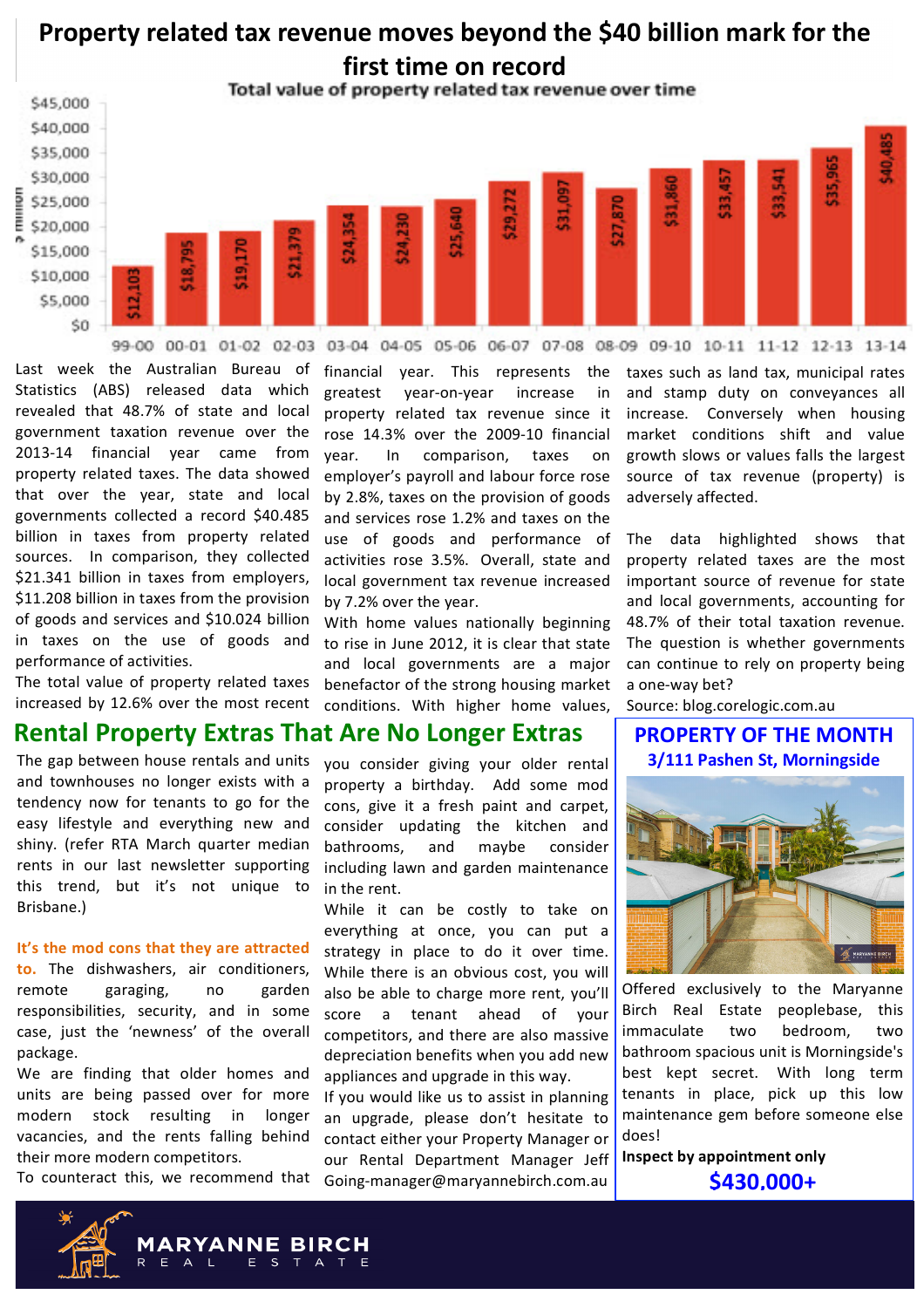# Property related tax revenue moves beyond the $40 billion mark for the first time on record

Total value of property related tax revenue over time

$ million

$45,000
$40,000
$35,000
$30,000
$25,000
$20,000
$15,000
$10,000
$5,000
$0

$12,103 $18,795 $19,170 $21,379 $24,354 $24,230 $25,640 $29,272 $31,097 $27,870 $31,860 $33,457 $33,541 $35,965 $40,485

99-00 00-01 01-02 02-03 03-04 04-05 05-06 06-07 07-08 08-09 09-10 10-11 11-12 12-13 13-14

Last week the Australian Bureau of Statistics (ABS) released data which revealed that 48.7% of state and local government taxation revenue over the 2013-14 financial year came from property related taxes. The data showed that over the year, state and local governments collected a record $40.485 billion in taxes from property related sources. In comparison, they collected $21.341 billion in taxes from employers, $11.208 billion in taxes from the provision of goods and services and $10.024 billion in taxes on the use of goods and performance of activities.

The total value of property related taxes increased by 12.6% over the most recent financial year. This represents the greatest year-on-year increase in property related tax revenue since it rose 14.3% over the 2009-10 financial year. In comparison, taxes on employer's payroll and labour force rose by 2.8%, taxes on the provision of goods and services rose 1.2% and taxes on the use of goods and performance of activities rose 3.5%. Overall, state and local government tax revenue increased by 7.2% over the year.

With home values nationally beginning to rise in June 2012, it is clear that state and local governments are a major benefactor of the strong housing market conditions. With higher home values, taxes such as land tax, municipal rates and stamp duty on conveyances all increase. Conversely when housing market conditions shift and value growth slows or values falls the largest source of tax revenue (property) is adversely affected.

The data highlighted shows that property related taxes are the most important source of revenue for state and local governments, accounting for 48.7% of their total taxation revenue. The question is whether governments can continue to rely on property being a one-way bet?

Source: blog.corelogic.com.au

## Rental Property Extras That Are No Longer Extras

The gap between house rentals and units and townhouses no longer exists with a tendency now for tenants to go for the easy lifestyle and everything new and shiny. (refer RTA March quarter median rents in our last newsletter supporting this trend, but it's not unique to Brisbane.)

**It's the mod cons that they are attracted to.** The dishwashers, air conditioners, remote garaging, no garden responsibilities, security, and in some case, just the 'newness' of the overall package.

We are finding that older homes and units are being passed over for more modern stock resulting in longer vacancies, and the rents falling behind their more modern competitors.

To counteract this, we recommend that you consider giving your older rental property a birthday. Add some mod cons, give it a fresh paint and carpet, consider updating the kitchen and bathrooms, and maybe consider including lawn and garden maintenance in the rent.

While it can be costly to take on everything at once, you can put a strategy in place to do it over time. While there is an obvious cost, you will also be able to charge more rent, you'll score a tenant ahead of your competitors, and there are also massive depreciation benefits when you add new appliances and upgrade in this way.

If you would like us to assist in planning an upgrade, please don't hesitate to contact either your Property Manager or our Rental Department Manager Jeff Going-manager@maryannebirch.com.au

## PROPERTY OF THE MONTH

### 3/111 Pashen St, Morningside

Offered exclusively to the Maryanne Birch Real Estate peoplebase, this immaculate two bedroom, two bathroom spacious unit is Morningside's best kept secret. With long term tenants in place, pick up this low maintenance gem before someone else does!

**Inspect by appointment only**

**$430.000+**

MARYANNE BIRCH REAL ESTATE